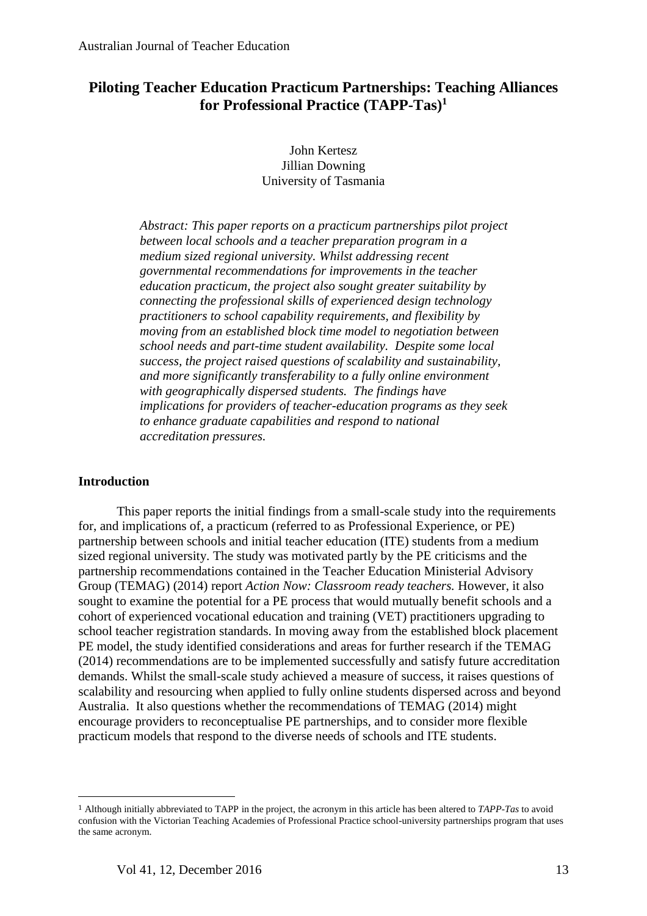# Piloting Teacher Education Practicum Partnerships: Teaching Alliances for Professional Practice (TAPP-Tas)[1]

John Kertesz
Jillian Downing
University of Tasmania

*Abstract: This paper reports on a practicum partnerships pilot project between local schools and a teacher preparation program in a medium sized regional university. Whilst addressing recent governmental recommendations for improvements in the teacher education practicum, the project also sought greater suitability by connecting the professional skills of experienced design technology practitioners to school capability requirements, and flexibility by moving from an established block time model to negotiation between school needs and part-time student availability. Despite some local success, the project raised questions of scalability and sustainability, and more significantly transferability to a fully online environment with geographically dispersed students. The findings have implications for providers of teacher-education programs as they seek to enhance graduate capabilities and respond to national accreditation pressures.*

## Introduction

This paper reports the initial findings from a small-scale study into the requirements for, and implications of, a practicum (referred to as Professional Experience, or PE) partnership between schools and initial teacher education (ITE) students from a medium sized regional university. The study was motivated partly by the PE criticisms and the partnership recommendations contained in the Teacher Education Ministerial Advisory Group (TEMAG) (2014) report *Action Now: Classroom ready teachers.* However, it also sought to examine the potential for a PE process that would mutually benefit schools and a cohort of experienced vocational education and training (VET) practitioners upgrading to school teacher registration standards. In moving away from the established block placement PE model, the study identified considerations and areas for further research if the TEMAG (2014) recommendations are to be implemented successfully and satisfy future accreditation demands. Whilst the small-scale study achieved a measure of success, it raises questions of scalability and resourcing when applied to fully online students dispersed across and beyond Australia. It also questions whether the recommendations of TEMAG (2014) might encourage providers to reconceptualise PE partnerships, and to consider more flexible practicum models that respond to the diverse needs of schools and ITE students.

---

[1] Although initially abbreviated to TAPP in the project, the acronym in this article has been altered to *TAPP-Tas* to avoid confusion with the Victorian Teaching Academies of Professional Practice school-university partnerships program that uses the same acronym.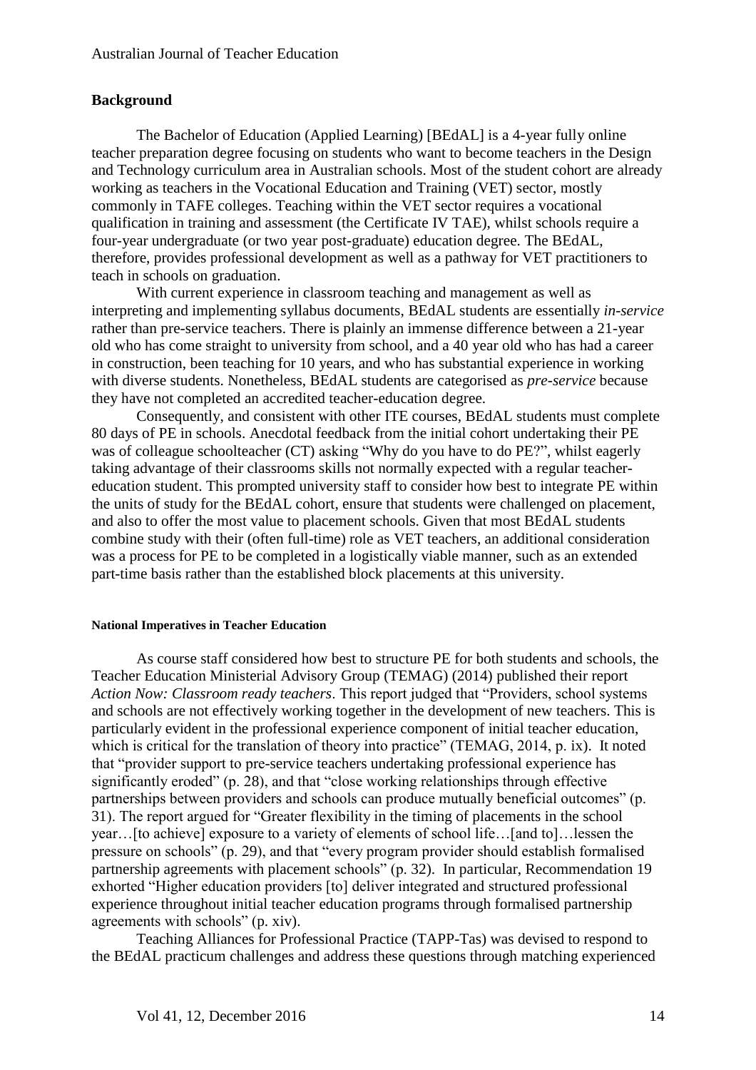## Background

The Bachelor of Education (Applied Learning) [BEdAL] is a 4-year fully online teacher preparation degree focusing on students who want to become teachers in the Design and Technology curriculum area in Australian schools. Most of the student cohort are already working as teachers in the Vocational Education and Training (VET) sector, mostly commonly in TAFE colleges. Teaching within the VET sector requires a vocational qualification in training and assessment (the Certificate IV TAE), whilst schools require a four-year undergraduate (or two year post-graduate) education degree. The BEdAL, therefore, provides professional development as well as a pathway for VET practitioners to teach in schools on graduation.

With current experience in classroom teaching and management as well as interpreting and implementing syllabus documents, BEdAL students are essentially *in-service* rather than pre-service teachers. There is plainly an immense difference between a 21-year old who has come straight to university from school, and a 40 year old who has had a career in construction, been teaching for 10 years, and who has substantial experience in working with diverse students. Nonetheless, BEdAL students are categorised as *pre-service* because they have not completed an accredited teacher-education degree.

Consequently, and consistent with other ITE courses, BEdAL students must complete 80 days of PE in schools. Anecdotal feedback from the initial cohort undertaking their PE was of colleague schoolteacher (CT) asking "Why do you have to do PE?", whilst eagerly taking advantage of their classrooms skills not normally expected with a regular teacher-education student. This prompted university staff to consider how best to integrate PE within the units of study for the BEdAL cohort, ensure that students were challenged on placement, and also to offer the most value to placement schools. Given that most BEdAL students combine study with their (often full-time) role as VET teachers, an additional consideration was a process for PE to be completed in a logistically viable manner, such as an extended part-time basis rather than the established block placements at this university.

#### National Imperatives in Teacher Education

As course staff considered how best to structure PE for both students and schools, the Teacher Education Ministerial Advisory Group (TEMAG) (2014) published their report *Action Now: Classroom ready teachers*. This report judged that "Providers, school systems and schools are not effectively working together in the development of new teachers. This is particularly evident in the professional experience component of initial teacher education, which is critical for the translation of theory into practice" (TEMAG, 2014, p. ix). It noted that "provider support to pre-service teachers undertaking professional experience has significantly eroded" (p. 28), and that "close working relationships through effective partnerships between providers and schools can produce mutually beneficial outcomes" (p. 31). The report argued for "Greater flexibility in the timing of placements in the school year…[to achieve] exposure to a variety of elements of school life…[and to]…lessen the pressure on schools" (p. 29), and that "every program provider should establish formalised partnership agreements with placement schools" (p. 32). In particular, Recommendation 19 exhorted "Higher education providers [to] deliver integrated and structured professional experience throughout initial teacher education programs through formalised partnership agreements with schools" (p. xiv).

Teaching Alliances for Professional Practice (TAPP-Tas) was devised to respond to the BEdAL practicum challenges and address these questions through matching experienced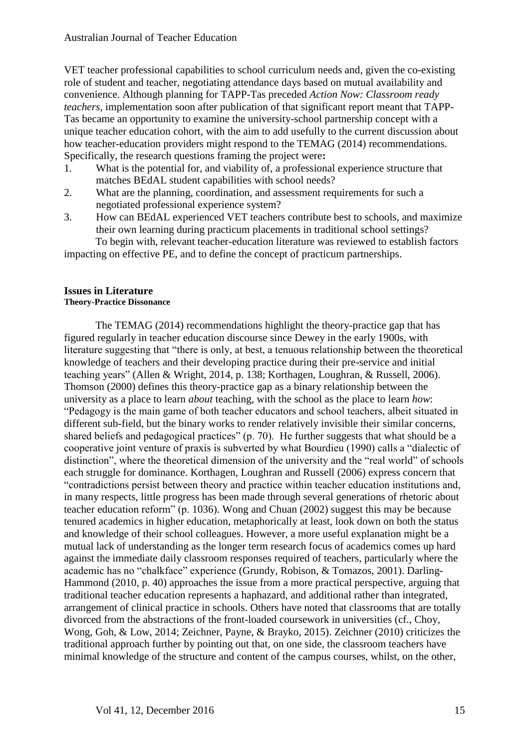VET teacher professional capabilities to school curriculum needs and, given the co-existing role of student and teacher, negotiating attendance days based on mutual availability and convenience. Although planning for TAPP-Tas preceded *Action Now: Classroom ready teachers*, implementation soon after publication of that significant report meant that TAPP-Tas became an opportunity to examine the university-school partnership concept with a unique teacher education cohort, with the aim to add usefully to the current discussion about how teacher-education providers might respond to the TEMAG (2014) recommendations. Specifically, the research questions framing the project were**:**

1. What is the potential for, and viability of, a professional experience structure that matches BEdAL student capabilities with school needs?
2. What are the planning, coordination, and assessment requirements for such a negotiated professional experience system?
3. How can BEdAL experienced VET teachers contribute best to schools, and maximize their own learning during practicum placements in traditional school settings?

To begin with, relevant teacher-education literature was reviewed to establish factors impacting on effective PE, and to define the concept of practicum partnerships.

## Issues in Literature

### Theory-Practice Dissonance

The TEMAG (2014) recommendations highlight the theory-practice gap that has figured regularly in teacher education discourse since Dewey in the early 1900s, with literature suggesting that "there is only, at best, a tenuous relationship between the theoretical knowledge of teachers and their developing practice during their pre-service and initial teaching years" (Allen & Wright, 2014, p. 138; Korthagen, Loughran, & Russell, 2006). Thomson (2000) defines this theory-practice gap as a binary relationship between the university as a place to learn *about* teaching, with the school as the place to learn *how*: "Pedagogy is the main game of both teacher educators and school teachers, albeit situated in different sub-field, but the binary works to render relatively invisible their similar concerns, shared beliefs and pedagogical practices" (p. 70). He further suggests that what should be a cooperative joint venture of praxis is subverted by what Bourdieu (1990) calls a "dialectic of distinction", where the theoretical dimension of the university and the "real world" of schools each struggle for dominance. Korthagen, Loughran and Russell (2006) express concern that "contradictions persist between theory and practice within teacher education institutions and, in many respects, little progress has been made through several generations of rhetoric about teacher education reform" (p. 1036). Wong and Chuan (2002) suggest this may be because tenured academics in higher education, metaphorically at least, look down on both the status and knowledge of their school colleagues. However, a more useful explanation might be a mutual lack of understanding as the longer term research focus of academics comes up hard against the immediate daily classroom responses required of teachers, particularly where the academic has no "chalkface" experience (Grundy, Robison, & Tomazos, 2001). Darling-Hammond (2010, p. 40) approaches the issue from a more practical perspective, arguing that traditional teacher education represents a haphazard, and additional rather than integrated, arrangement of clinical practice in schools. Others have noted that classrooms that are totally divorced from the abstractions of the front-loaded coursework in universities (cf., Choy, Wong, Goh, & Low, 2014; Zeichner, Payne, & Brayko, 2015). Zeichner (2010) criticizes the traditional approach further by pointing out that, on one side, the classroom teachers have minimal knowledge of the structure and content of the campus courses, whilst, on the other,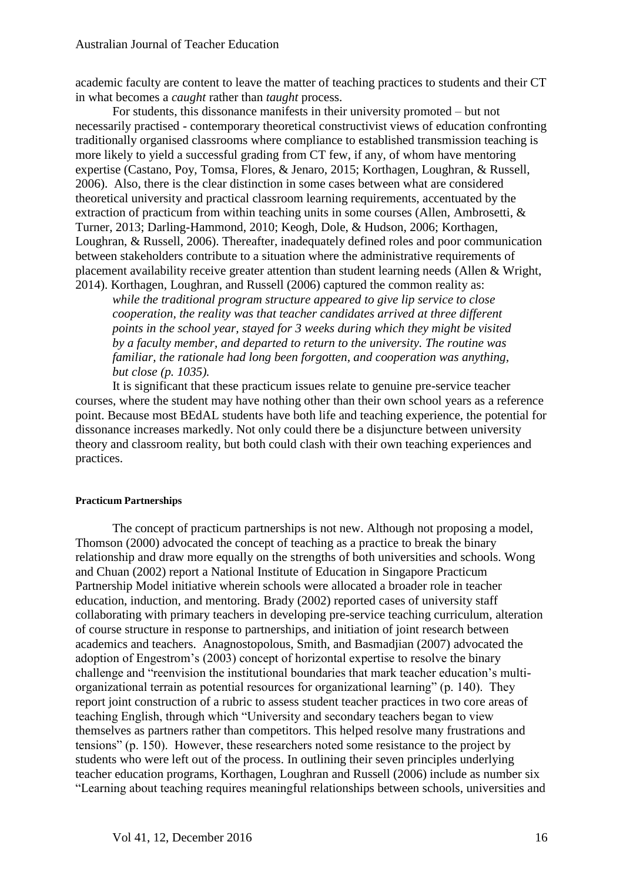academic faculty are content to leave the matter of teaching practices to students and their CT in what becomes a *caught* rather than *taught* process.

For students, this dissonance manifests in their university promoted – but not necessarily practised - contemporary theoretical constructivist views of education confronting traditionally organised classrooms where compliance to established transmission teaching is more likely to yield a successful grading from CT few, if any, of whom have mentoring expertise (Castano, Poy, Tomsa, Flores, & Jenaro, 2015; Korthagen, Loughran, & Russell, 2006). Also, there is the clear distinction in some cases between what are considered theoretical university and practical classroom learning requirements, accentuated by the extraction of practicum from within teaching units in some courses (Allen, Ambrosetti, & Turner, 2013; Darling-Hammond, 2010; Keogh, Dole, & Hudson, 2006; Korthagen, Loughran, & Russell, 2006). Thereafter, inadequately defined roles and poor communication between stakeholders contribute to a situation where the administrative requirements of placement availability receive greater attention than student learning needs (Allen & Wright, 2014). Korthagen, Loughran, and Russell (2006) captured the common reality as:

> *while the traditional program structure appeared to give lip service to close cooperation, the reality was that teacher candidates arrived at three different points in the school year, stayed for 3 weeks during which they might be visited by a faculty member, and departed to return to the university. The routine was familiar, the rationale had long been forgotten, and cooperation was anything, but close (p. 1035).*

It is significant that these practicum issues relate to genuine pre-service teacher courses, where the student may have nothing other than their own school years as a reference point. Because most BEdAL students have both life and teaching experience, the potential for dissonance increases markedly. Not only could there be a disjuncture between university theory and classroom reality, but both could clash with their own teaching experiences and practices.

#### Practicum Partnerships

The concept of practicum partnerships is not new. Although not proposing a model, Thomson (2000) advocated the concept of teaching as a practice to break the binary relationship and draw more equally on the strengths of both universities and schools. Wong and Chuan (2002) report a National Institute of Education in Singapore Practicum Partnership Model initiative wherein schools were allocated a broader role in teacher education, induction, and mentoring. Brady (2002) reported cases of university staff collaborating with primary teachers in developing pre-service teaching curriculum, alteration of course structure in response to partnerships, and initiation of joint research between academics and teachers. Anagnostopolous, Smith, and Basmadjian (2007) advocated the adoption of Engestrom's (2003) concept of horizontal expertise to resolve the binary challenge and "reenvision the institutional boundaries that mark teacher education's multi-organizational terrain as potential resources for organizational learning" (p. 140). They report joint construction of a rubric to assess student teacher practices in two core areas of teaching English, through which "University and secondary teachers began to view themselves as partners rather than competitors. This helped resolve many frustrations and tensions" (p. 150). However, these researchers noted some resistance to the project by students who were left out of the process. In outlining their seven principles underlying teacher education programs, Korthagen, Loughran and Russell (2006) include as number six "Learning about teaching requires meaningful relationships between schools, universities and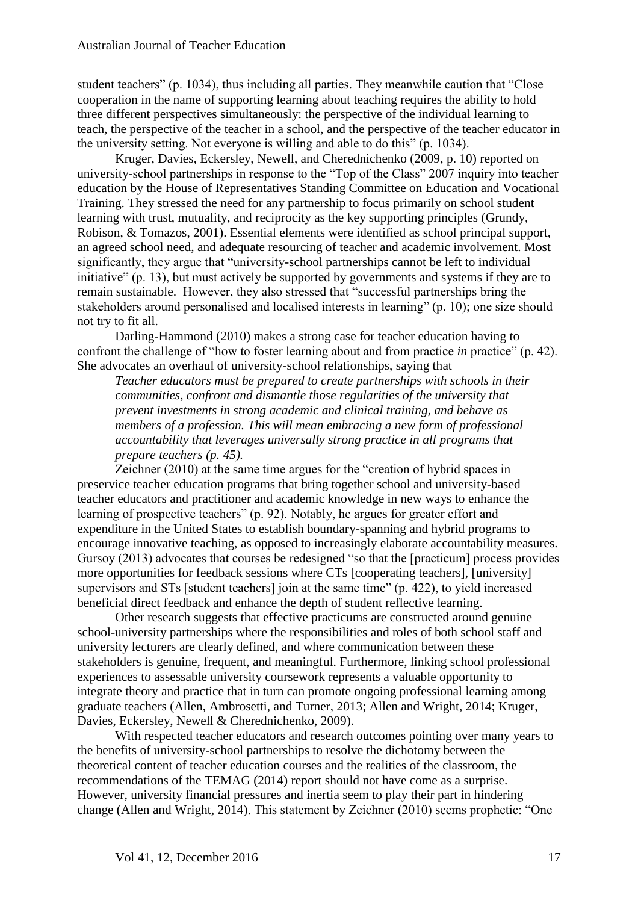student teachers" (p. 1034), thus including all parties. They meanwhile caution that "Close cooperation in the name of supporting learning about teaching requires the ability to hold three different perspectives simultaneously: the perspective of the individual learning to teach, the perspective of the teacher in a school, and the perspective of the teacher educator in the university setting. Not everyone is willing and able to do this" (p. 1034).

Kruger, Davies, Eckersley, Newell, and Cherednichenko (2009, p. 10) reported on university-school partnerships in response to the "Top of the Class" 2007 inquiry into teacher education by the House of Representatives Standing Committee on Education and Vocational Training. They stressed the need for any partnership to focus primarily on school student learning with trust, mutuality, and reciprocity as the key supporting principles (Grundy, Robison, & Tomazos, 2001). Essential elements were identified as school principal support, an agreed school need, and adequate resourcing of teacher and academic involvement. Most significantly, they argue that "university-school partnerships cannot be left to individual initiative" (p. 13), but must actively be supported by governments and systems if they are to remain sustainable. However, they also stressed that "successful partnerships bring the stakeholders around personalised and localised interests in learning" (p. 10); one size should not try to fit all.

Darling-Hammond (2010) makes a strong case for teacher education having to confront the challenge of "how to foster learning about and from practice *in* practice" (p. 42). She advocates an overhaul of university-school relationships, saying that

> *Teacher educators must be prepared to create partnerships with schools in their communities, confront and dismantle those regularities of the university that prevent investments in strong academic and clinical training, and behave as members of a profession. This will mean embracing a new form of professional accountability that leverages universally strong practice in all programs that prepare teachers (p. 45).*

Zeichner (2010) at the same time argues for the "creation of hybrid spaces in preservice teacher education programs that bring together school and university-based teacher educators and practitioner and academic knowledge in new ways to enhance the learning of prospective teachers" (p. 92). Notably, he argues for greater effort and expenditure in the United States to establish boundary-spanning and hybrid programs to encourage innovative teaching, as opposed to increasingly elaborate accountability measures. Gursoy (2013) advocates that courses be redesigned "so that the [practicum] process provides more opportunities for feedback sessions where CTs [cooperating teachers], [university] supervisors and STs [student teachers] join at the same time" (p. 422), to yield increased beneficial direct feedback and enhance the depth of student reflective learning.

Other research suggests that effective practicums are constructed around genuine school-university partnerships where the responsibilities and roles of both school staff and university lecturers are clearly defined, and where communication between these stakeholders is genuine, frequent, and meaningful. Furthermore, linking school professional experiences to assessable university coursework represents a valuable opportunity to integrate theory and practice that in turn can promote ongoing professional learning among graduate teachers (Allen, Ambrosetti, and Turner, 2013; Allen and Wright, 2014; Kruger, Davies, Eckersley, Newell & Cherednichenko, 2009).

With respected teacher educators and research outcomes pointing over many years to the benefits of university-school partnerships to resolve the dichotomy between the theoretical content of teacher education courses and the realities of the classroom, the recommendations of the TEMAG (2014) report should not have come as a surprise. However, university financial pressures and inertia seem to play their part in hindering change (Allen and Wright, 2014). This statement by Zeichner (2010) seems prophetic: "One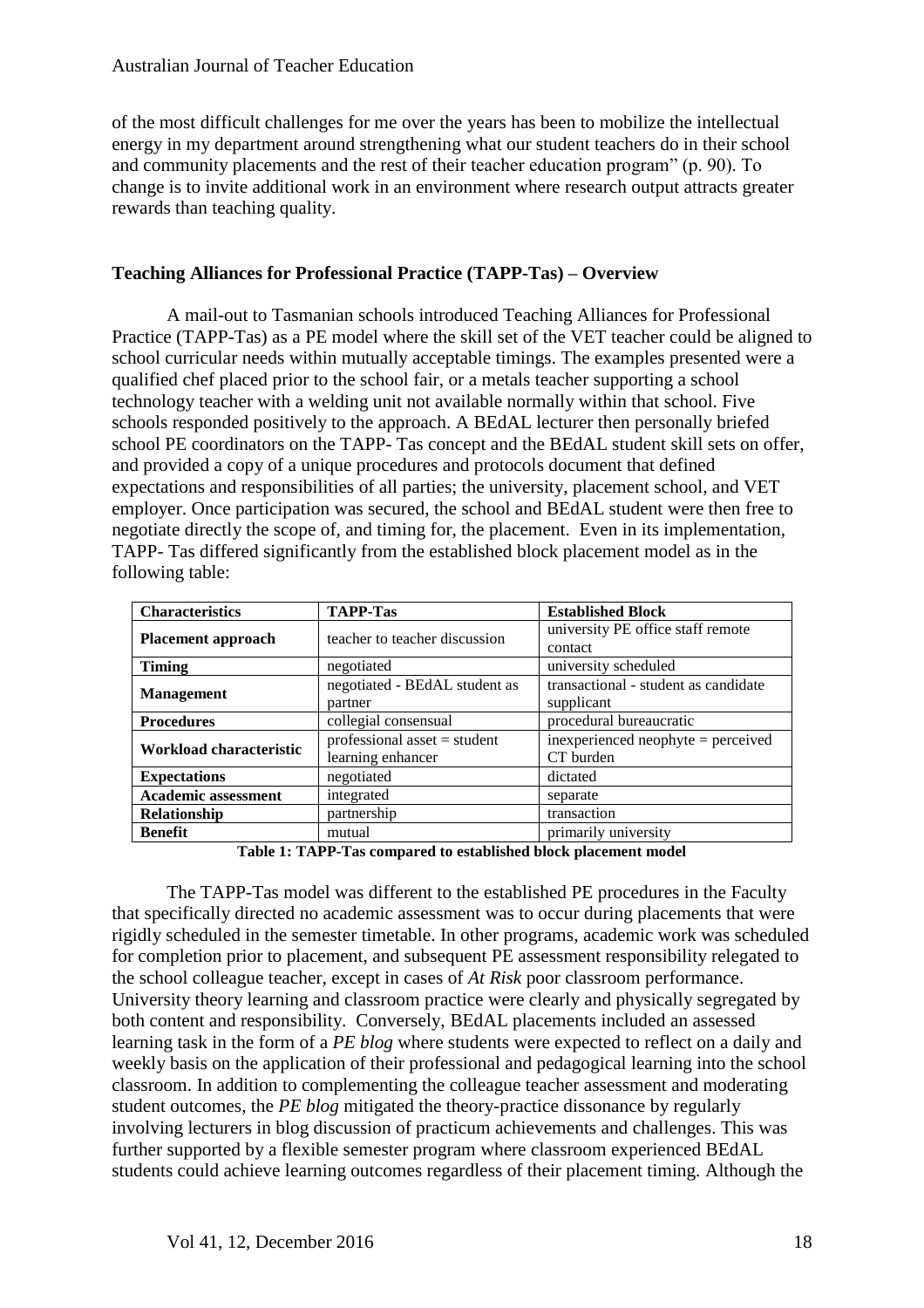of the most difficult challenges for me over the years has been to mobilize the intellectual energy in my department around strengthening what our student teachers do in their school and community placements and the rest of their teacher education program" (p. 90). To change is to invite additional work in an environment where research output attracts greater rewards than teaching quality.

## Teaching Alliances for Professional Practice (TAPP-Tas) – Overview

A mail-out to Tasmanian schools introduced Teaching Alliances for Professional Practice (TAPP-Tas) as a PE model where the skill set of the VET teacher could be aligned to school curricular needs within mutually acceptable timings. The examples presented were a qualified chef placed prior to the school fair, or a metals teacher supporting a school technology teacher with a welding unit not available normally within that school. Five schools responded positively to the approach. A BEdAL lecturer then personally briefed school PE coordinators on the TAPP- Tas concept and the BEdAL student skill sets on offer, and provided a copy of a unique procedures and protocols document that defined expectations and responsibilities of all parties; the university, placement school, and VET employer. Once participation was secured, the school and BEdAL student were then free to negotiate directly the scope of, and timing for, the placement. Even in its implementation, TAPP- Tas differed significantly from the established block placement model as in the following table:

| Characteristics | TAPP-Tas | Established Block |
|---|---|---|
| **Placement approach** | teacher to teacher discussion | university PE office staff remote contact |
| **Timing** | negotiated | university scheduled |
| **Management** | negotiated - BEdAL student as partner | transactional - student as candidate supplicant |
| **Procedures** | collegial consensual | procedural bureaucratic |
| **Workload characteristic** | professional asset = student learning enhancer | inexperienced neophyte = perceived CT burden |
| **Expectations** | negotiated | dictated |
| **Academic assessment** | integrated | separate |
| **Relationship** | partnership | transaction |
| **Benefit** | mutual | primarily university |

**Table 1: TAPP-Tas compared to established block placement model**

The TAPP-Tas model was different to the established PE procedures in the Faculty that specifically directed no academic assessment was to occur during placements that were rigidly scheduled in the semester timetable. In other programs, academic work was scheduled for completion prior to placement, and subsequent PE assessment responsibility relegated to the school colleague teacher, except in cases of *At Risk* poor classroom performance. University theory learning and classroom practice were clearly and physically segregated by both content and responsibility. Conversely, BEdAL placements included an assessed learning task in the form of a *PE blog* where students were expected to reflect on a daily and weekly basis on the application of their professional and pedagogical learning into the school classroom. In addition to complementing the colleague teacher assessment and moderating student outcomes, the *PE blog* mitigated the theory-practice dissonance by regularly involving lecturers in blog discussion of practicum achievements and challenges. This was further supported by a flexible semester program where classroom experienced BEdAL students could achieve learning outcomes regardless of their placement timing. Although the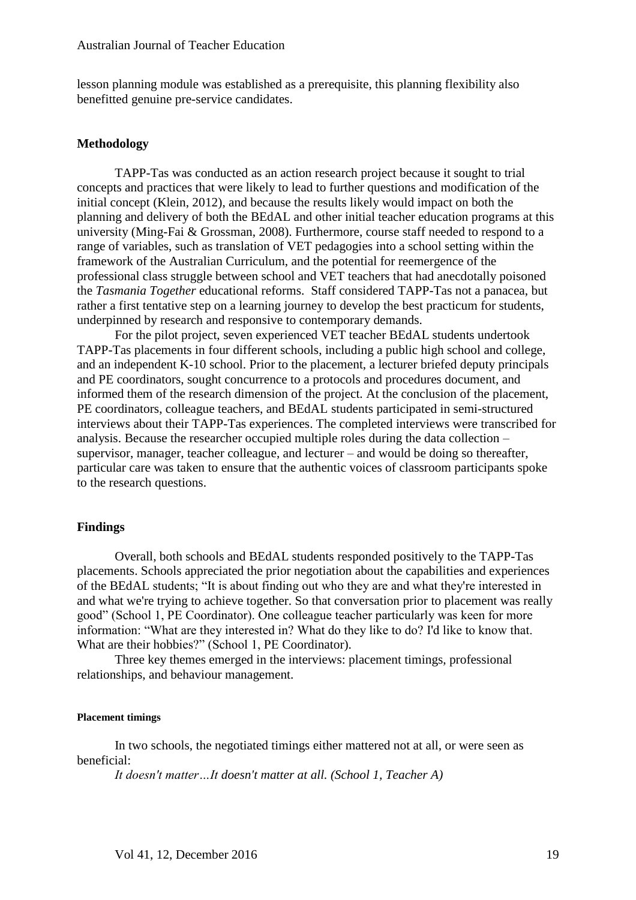lesson planning module was established as a prerequisite, this planning flexibility also benefitted genuine pre-service candidates.

## Methodology

TAPP-Tas was conducted as an action research project because it sought to trial concepts and practices that were likely to lead to further questions and modification of the initial concept (Klein, 2012), and because the results likely would impact on both the planning and delivery of both the BEdAL and other initial teacher education programs at this university (Ming-Fai & Grossman, 2008). Furthermore, course staff needed to respond to a range of variables, such as translation of VET pedagogies into a school setting within the framework of the Australian Curriculum, and the potential for reemergence of the professional class struggle between school and VET teachers that had anecdotally poisoned the *Tasmania Together* educational reforms. Staff considered TAPP-Tas not a panacea, but rather a first tentative step on a learning journey to develop the best practicum for students, underpinned by research and responsive to contemporary demands.

For the pilot project, seven experienced VET teacher BEdAL students undertook TAPP-Tas placements in four different schools, including a public high school and college, and an independent K-10 school. Prior to the placement, a lecturer briefed deputy principals and PE coordinators, sought concurrence to a protocols and procedures document, and informed them of the research dimension of the project. At the conclusion of the placement, PE coordinators, colleague teachers, and BEdAL students participated in semi-structured interviews about their TAPP-Tas experiences. The completed interviews were transcribed for analysis. Because the researcher occupied multiple roles during the data collection – supervisor, manager, teacher colleague, and lecturer – and would be doing so thereafter, particular care was taken to ensure that the authentic voices of classroom participants spoke to the research questions.

## Findings

Overall, both schools and BEdAL students responded positively to the TAPP-Tas placements. Schools appreciated the prior negotiation about the capabilities and experiences of the BEdAL students; "It is about finding out who they are and what they're interested in and what we're trying to achieve together. So that conversation prior to placement was really good" (School 1, PE Coordinator). One colleague teacher particularly was keen for more information: "What are they interested in? What do they like to do? I'd like to know that. What are their hobbies?" (School 1, PE Coordinator).

Three key themes emerged in the interviews: placement timings, professional relationships, and behaviour management.

### Placement timings

In two schools, the negotiated timings either mattered not at all, or were seen as beneficial:

*It doesn't matter…It doesn't matter at all. (School 1, Teacher A)*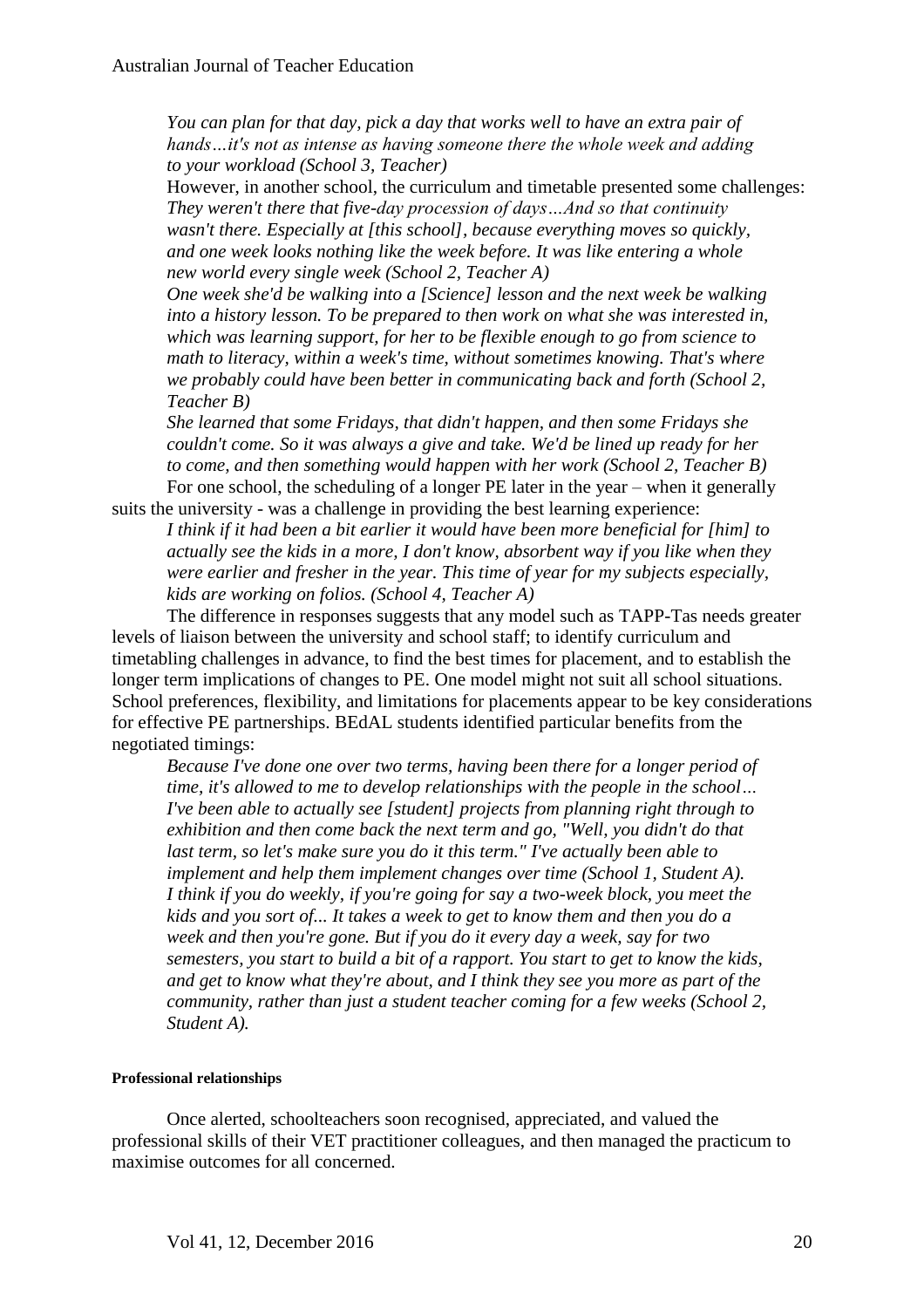*You can plan for that day, pick a day that works well to have an extra pair of hands…it's not as intense as having someone there the whole week and adding to your workload (School 3, Teacher)*

However, in another school, the curriculum and timetable presented some challenges:

*They weren't there that five-day procession of days…And so that continuity wasn't there. Especially at [this school], because everything moves so quickly, and one week looks nothing like the week before. It was like entering a whole new world every single week (School 2, Teacher A)*

*One week she'd be walking into a [Science] lesson and the next week be walking into a history lesson. To be prepared to then work on what she was interested in, which was learning support, for her to be flexible enough to go from science to math to literacy, within a week's time, without sometimes knowing. That's where we probably could have been better in communicating back and forth (School 2, Teacher B)*

*She learned that some Fridays, that didn't happen, and then some Fridays she couldn't come. So it was always a give and take. We'd be lined up ready for her to come, and then something would happen with her work (School 2, Teacher B)*

For one school, the scheduling of a longer PE later in the year – when it generally suits the university - was a challenge in providing the best learning experience:

*I think if it had been a bit earlier it would have been more beneficial for [him] to actually see the kids in a more, I don't know, absorbent way if you like when they were earlier and fresher in the year. This time of year for my subjects especially, kids are working on folios. (School 4, Teacher A)*

The difference in responses suggests that any model such as TAPP-Tas needs greater levels of liaison between the university and school staff; to identify curriculum and timetabling challenges in advance, to find the best times for placement, and to establish the longer term implications of changes to PE. One model might not suit all school situations. School preferences, flexibility, and limitations for placements appear to be key considerations for effective PE partnerships. BEdAL students identified particular benefits from the negotiated timings:

*Because I've done one over two terms, having been there for a longer period of time, it's allowed to me to develop relationships with the people in the school… I've been able to actually see [student] projects from planning right through to exhibition and then come back the next term and go, "Well, you didn't do that last term, so let's make sure you do it this term." I've actually been able to implement and help them implement changes over time (School 1, Student A).*

*I think if you do weekly, if you're going for say a two-week block, you meet the kids and you sort of... It takes a week to get to know them and then you do a week and then you're gone. But if you do it every day a week, say for two semesters, you start to build a bit of a rapport. You start to get to know the kids, and get to know what they're about, and I think they see you more as part of the community, rather than just a student teacher coming for a few weeks (School 2, Student A).*

#### Professional relationships

Once alerted, schoolteachers soon recognised, appreciated, and valued the professional skills of their VET practitioner colleagues, and then managed the practicum to maximise outcomes for all concerned.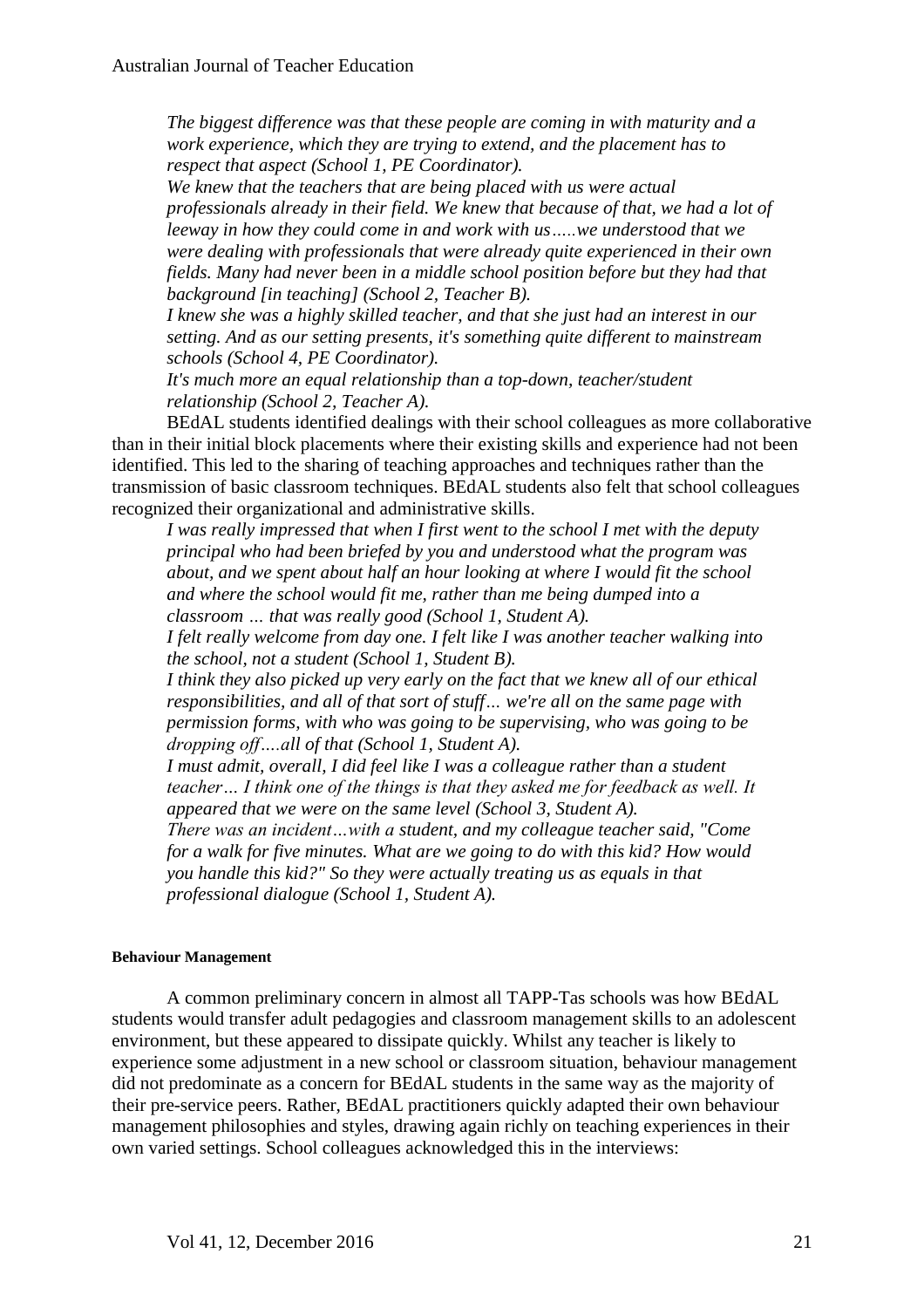*The biggest difference was that these people are coming in with maturity and a work experience, which they are trying to extend, and the placement has to respect that aspect (School 1, PE Coordinator).*

*We knew that the teachers that are being placed with us were actual professionals already in their field. We knew that because of that, we had a lot of leeway in how they could come in and work with us…..we understood that we were dealing with professionals that were already quite experienced in their own fields. Many had never been in a middle school position before but they had that background [in teaching] (School 2, Teacher B).*

*I knew she was a highly skilled teacher, and that she just had an interest in our setting. And as our setting presents, it's something quite different to mainstream schools (School 4, PE Coordinator).*

*It's much more an equal relationship than a top-down, teacher/student relationship (School 2, Teacher A).*

BEdAL students identified dealings with their school colleagues as more collaborative than in their initial block placements where their existing skills and experience had not been identified. This led to the sharing of teaching approaches and techniques rather than the transmission of basic classroom techniques. BEdAL students also felt that school colleagues recognized their organizational and administrative skills.

*I was really impressed that when I first went to the school I met with the deputy principal who had been briefed by you and understood what the program was about, and we spent about half an hour looking at where I would fit the school and where the school would fit me, rather than me being dumped into a classroom … that was really good (School 1, Student A).*

*I felt really welcome from day one. I felt like I was another teacher walking into the school, not a student (School 1, Student B).*

*I think they also picked up very early on the fact that we knew all of our ethical responsibilities, and all of that sort of stuff… we're all on the same page with permission forms, with who was going to be supervising, who was going to be dropping off….all of that (School 1, Student A).*

*I must admit, overall, I did feel like I was a colleague rather than a student teacher… I think one of the things is that they asked me for feedback as well. It appeared that we were on the same level (School 3, Student A).*

*There was an incident…with a student, and my colleague teacher said, "Come for a walk for five minutes. What are we going to do with this kid? How would you handle this kid?" So they were actually treating us as equals in that professional dialogue (School 1, Student A).*

#### Behaviour Management

A common preliminary concern in almost all TAPP-Tas schools was how BEdAL students would transfer adult pedagogies and classroom management skills to an adolescent environment, but these appeared to dissipate quickly. Whilst any teacher is likely to experience some adjustment in a new school or classroom situation, behaviour management did not predominate as a concern for BEdAL students in the same way as the majority of their pre-service peers. Rather, BEdAL practitioners quickly adapted their own behaviour management philosophies and styles, drawing again richly on teaching experiences in their own varied settings. School colleagues acknowledged this in the interviews: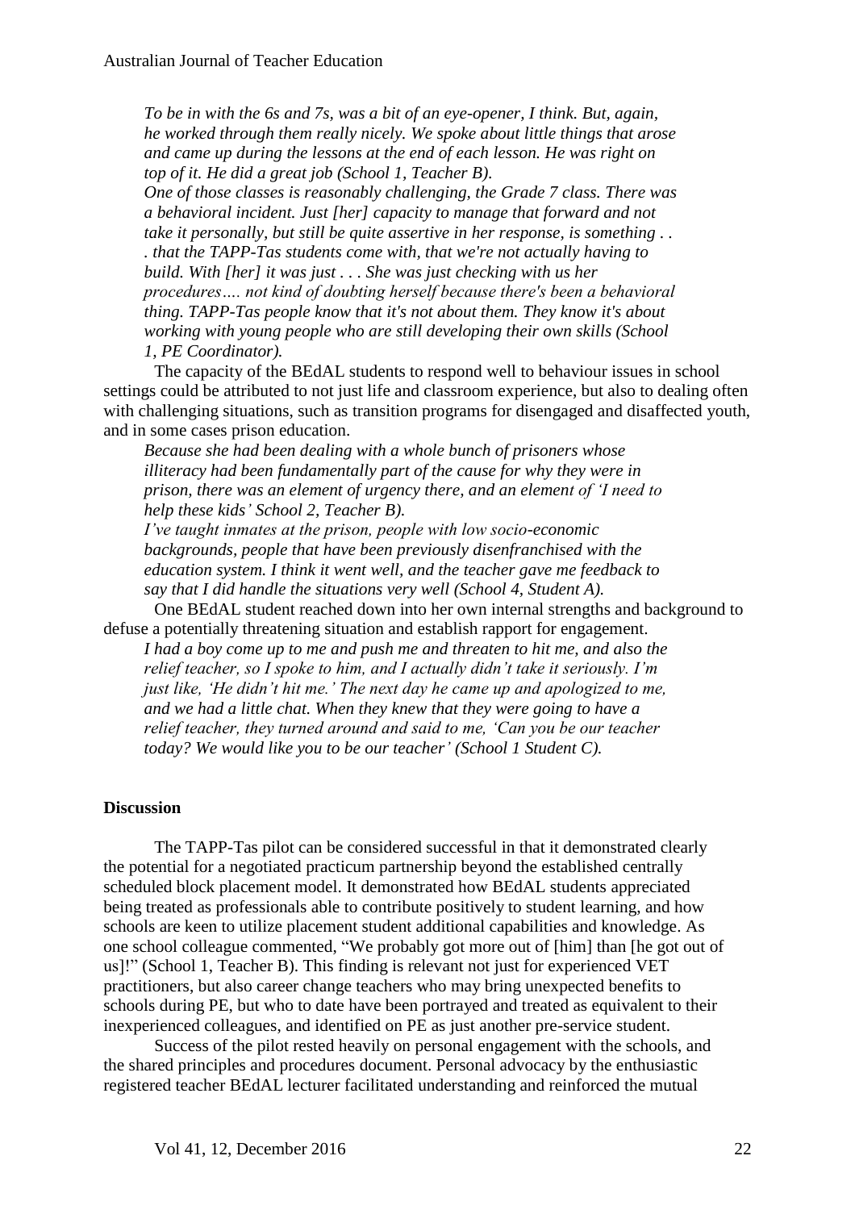*To be in with the 6s and 7s, was a bit of an eye-opener, I think. But, again, he worked through them really nicely. We spoke about little things that arose and came up during the lessons at the end of each lesson. He was right on top of it. He did a great job (School 1, Teacher B).*

*One of those classes is reasonably challenging, the Grade 7 class. There was a behavioral incident. Just [her] capacity to manage that forward and not take it personally, but still be quite assertive in her response, is something . . . that the TAPP-Tas students come with, that we're not actually having to build. With [her] it was just . . . She was just checking with us her procedures…. not kind of doubting herself because there's been a behavioral thing. TAPP-Tas people know that it's not about them. They know it's about working with young people who are still developing their own skills (School 1, PE Coordinator).*

The capacity of the BEdAL students to respond well to behaviour issues in school settings could be attributed to not just life and classroom experience, but also to dealing often with challenging situations, such as transition programs for disengaged and disaffected youth, and in some cases prison education.

*Because she had been dealing with a whole bunch of prisoners whose illiteracy had been fundamentally part of the cause for why they were in prison, there was an element of urgency there, and an element of 'I need to help these kids' School 2, Teacher B).*

*I've taught inmates at the prison, people with low socio-economic backgrounds, people that have been previously disenfranchised with the education system. I think it went well, and the teacher gave me feedback to say that I did handle the situations very well (School 4, Student A).*

One BEdAL student reached down into her own internal strengths and background to defuse a potentially threatening situation and establish rapport for engagement.

*I had a boy come up to me and push me and threaten to hit me, and also the relief teacher, so I spoke to him, and I actually didn't take it seriously. I'm just like, 'He didn't hit me.' The next day he came up and apologized to me, and we had a little chat. When they knew that they were going to have a relief teacher, they turned around and said to me, 'Can you be our teacher today? We would like you to be our teacher' (School 1 Student C).*

**Discussion**

The TAPP-Tas pilot can be considered successful in that it demonstrated clearly the potential for a negotiated practicum partnership beyond the established centrally scheduled block placement model. It demonstrated how BEdAL students appreciated being treated as professionals able to contribute positively to student learning, and how schools are keen to utilize placement student additional capabilities and knowledge. As one school colleague commented, "We probably got more out of [him] than [he got out of us]!" (School 1, Teacher B). This finding is relevant not just for experienced VET practitioners, but also career change teachers who may bring unexpected benefits to schools during PE, but who to date have been portrayed and treated as equivalent to their inexperienced colleagues, and identified on PE as just another pre-service student.

Success of the pilot rested heavily on personal engagement with the schools, and the shared principles and procedures document. Personal advocacy by the enthusiastic registered teacher BEdAL lecturer facilitated understanding and reinforced the mutual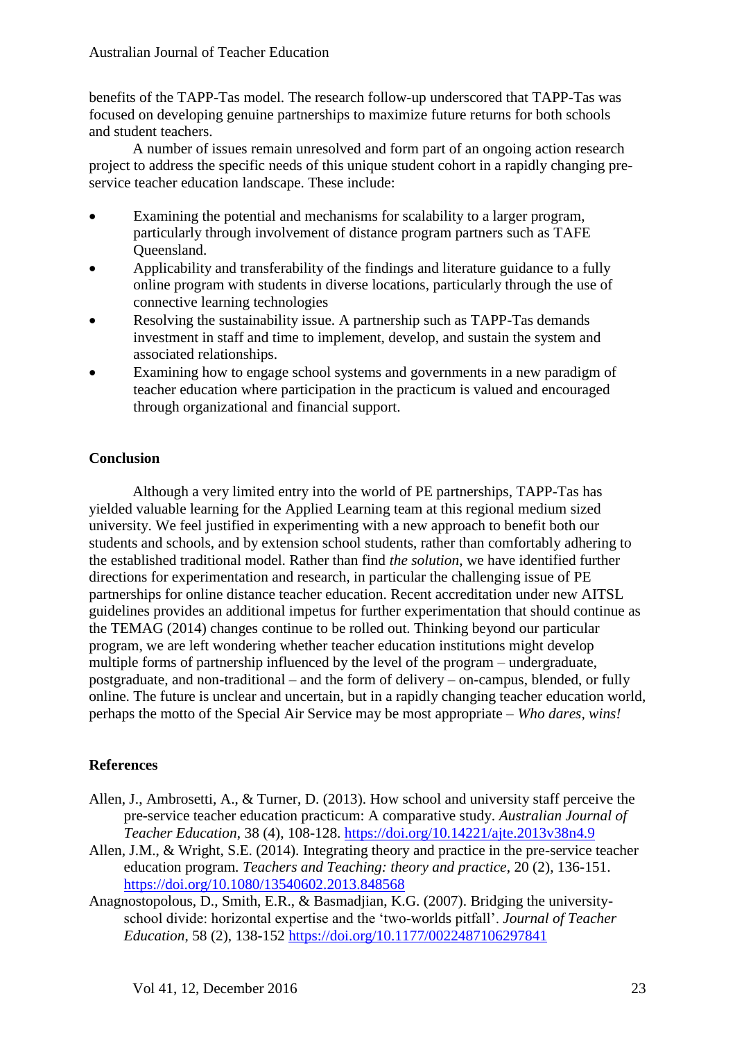benefits of the TAPP-Tas model. The research follow-up underscored that TAPP-Tas was focused on developing genuine partnerships to maximize future returns for both schools and student teachers.

A number of issues remain unresolved and form part of an ongoing action research project to address the specific needs of this unique student cohort in a rapidly changing pre-service teacher education landscape. These include:

- Examining the potential and mechanisms for scalability to a larger program, particularly through involvement of distance program partners such as TAFE Queensland.
- Applicability and transferability of the findings and literature guidance to a fully online program with students in diverse locations, particularly through the use of connective learning technologies
- Resolving the sustainability issue. A partnership such as TAPP-Tas demands investment in staff and time to implement, develop, and sustain the system and associated relationships.
- Examining how to engage school systems and governments in a new paradigm of teacher education where participation in the practicum is valued and encouraged through organizational and financial support.

## Conclusion

Although a very limited entry into the world of PE partnerships, TAPP-Tas has yielded valuable learning for the Applied Learning team at this regional medium sized university. We feel justified in experimenting with a new approach to benefit both our students and schools, and by extension school students, rather than comfortably adhering to the established traditional model. Rather than find *the solution*, we have identified further directions for experimentation and research, in particular the challenging issue of PE partnerships for online distance teacher education. Recent accreditation under new AITSL guidelines provides an additional impetus for further experimentation that should continue as the TEMAG (2014) changes continue to be rolled out. Thinking beyond our particular program, we are left wondering whether teacher education institutions might develop multiple forms of partnership influenced by the level of the program – undergraduate, postgraduate, and non-traditional – and the form of delivery – on-campus, blended, or fully online. The future is unclear and uncertain, but in a rapidly changing teacher education world, perhaps the motto of the Special Air Service may be most appropriate – *Who dares, wins!*

## References

Allen, J., Ambrosetti, A., & Turner, D. (2013). How school and university staff perceive the pre-service teacher education practicum: A comparative study. *Australian Journal of Teacher Education*, 38 (4), 108-128. https://doi.org/10.14221/ajte.2013v38n4.9

Allen, J.M., & Wright, S.E. (2014). Integrating theory and practice in the pre-service teacher education program. *Teachers and Teaching: theory and practice*, 20 (2), 136-151. https://doi.org/10.1080/13540602.2013.848568

Anagnostopolous, D., Smith, E.R., & Basmadjian, K.G. (2007). Bridging the university-school divide: horizontal expertise and the 'two-worlds pitfall'. *Journal of Teacher Education*, 58 (2), 138-152 https://doi.org/10.1177/0022487106297841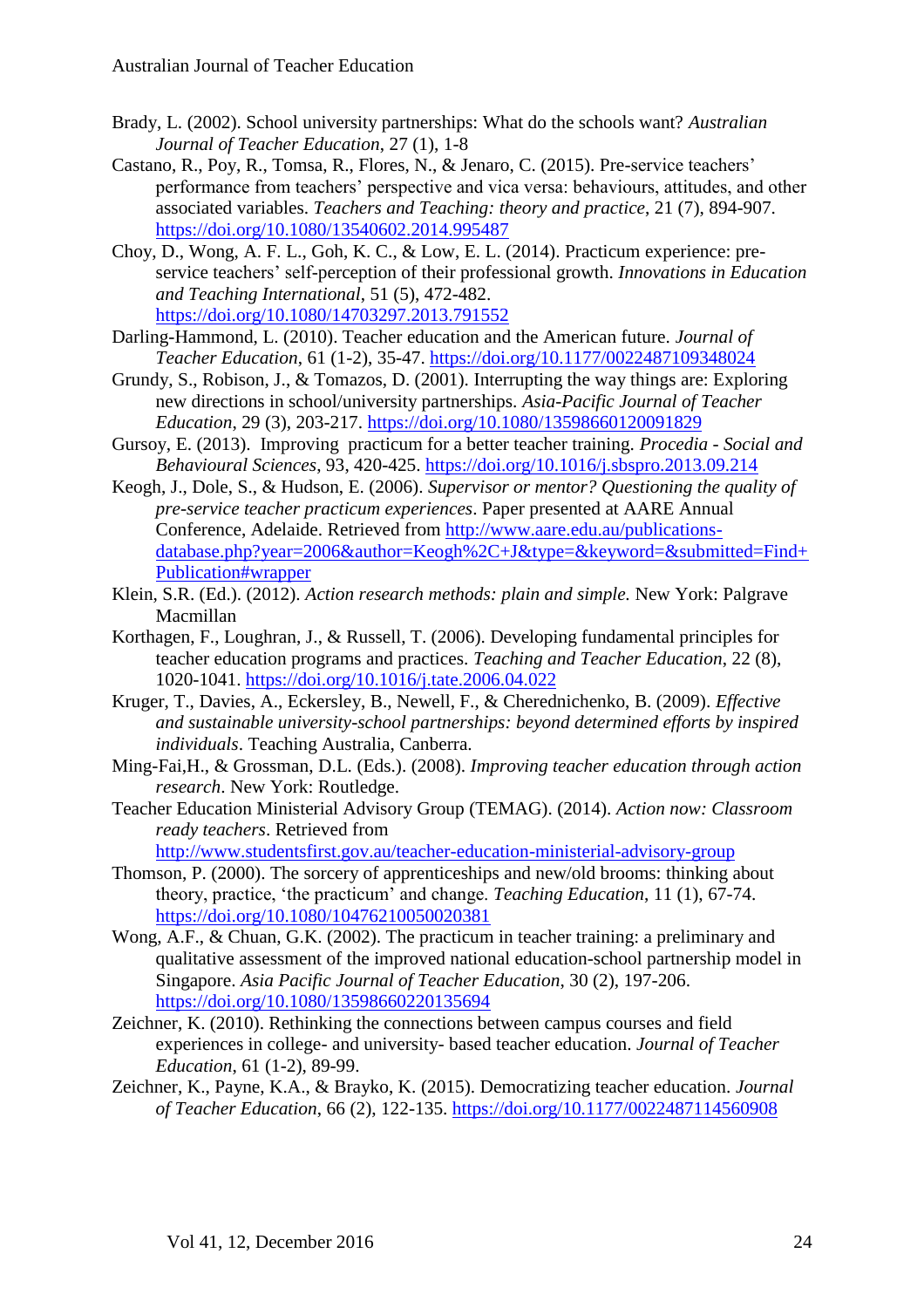Brady, L. (2002). School university partnerships: What do the schools want? *Australian Journal of Teacher Education*, 27 (1), 1-8

Castano, R., Poy, R., Tomsa, R., Flores, N., & Jenaro, C. (2015). Pre-service teachers' performance from teachers' perspective and vica versa: behaviours, attitudes, and other associated variables. *Teachers and Teaching: theory and practice*, 21 (7), 894-907. https://doi.org/10.1080/13540602.2014.995487

Choy, D., Wong, A. F. L., Goh, K. C., & Low, E. L. (2014). Practicum experience: pre-service teachers' self-perception of their professional growth. *Innovations in Education and Teaching International*, 51 (5), 472-482. https://doi.org/10.1080/14703297.2013.791552

Darling-Hammond, L. (2010). Teacher education and the American future. *Journal of Teacher Education*, 61 (1-2), 35-47. https://doi.org/10.1177/0022487109348024

Grundy, S., Robison, J., & Tomazos, D. (2001). Interrupting the way things are: Exploring new directions in school/university partnerships. *Asia-Pacific Journal of Teacher Education*, 29 (3), 203-217. https://doi.org/10.1080/13598660120091829

Gursoy, E. (2013). Improving practicum for a better teacher training. *Procedia - Social and Behavioural Sciences*, 93, 420-425. https://doi.org/10.1016/j.sbspro.2013.09.214

Keogh, J., Dole, S., & Hudson, E. (2006). *Supervisor or mentor? Questioning the quality of pre-service teacher practicum experiences*. Paper presented at AARE Annual Conference, Adelaide. Retrieved from http://www.aare.edu.au/publications-database.php?year=2006&author=Keogh%2C+J&type=&keyword=&submitted=Find+Publication#wrapper

Klein, S.R. (Ed.). (2012). *Action research methods: plain and simple.* New York: Palgrave Macmillan

Korthagen, F., Loughran, J., & Russell, T. (2006). Developing fundamental principles for teacher education programs and practices. *Teaching and Teacher Education*, 22 (8), 1020-1041. https://doi.org/10.1016/j.tate.2006.04.022

Kruger, T., Davies, A., Eckersley, B., Newell, F., & Cherednichenko, B. (2009). *Effective and sustainable university-school partnerships: beyond determined efforts by inspired individuals*. Teaching Australia, Canberra.

Ming-Fai,H., & Grossman, D.L. (Eds.). (2008). *Improving teacher education through action research*. New York: Routledge.

Teacher Education Ministerial Advisory Group (TEMAG). (2014). *Action now: Classroom ready teachers*. Retrieved from http://www.studentsfirst.gov.au/teacher-education-ministerial-advisory-group

Thomson, P. (2000). The sorcery of apprenticeships and new/old brooms: thinking about theory, practice, 'the practicum' and change. *Teaching Education*, 11 (1), 67-74. https://doi.org/10.1080/10476210050020381

Wong, A.F., & Chuan, G.K. (2002). The practicum in teacher training: a preliminary and qualitative assessment of the improved national education-school partnership model in Singapore. *Asia Pacific Journal of Teacher Education*, 30 (2), 197-206. https://doi.org/10.1080/13598660220135694

Zeichner, K. (2010). Rethinking the connections between campus courses and field experiences in college- and university- based teacher education. *Journal of Teacher Education*, 61 (1-2), 89-99.

Zeichner, K., Payne, K.A., & Brayko, K. (2015). Democratizing teacher education. *Journal of Teacher Education*, 66 (2), 122-135. https://doi.org/10.1177/0022487114560908